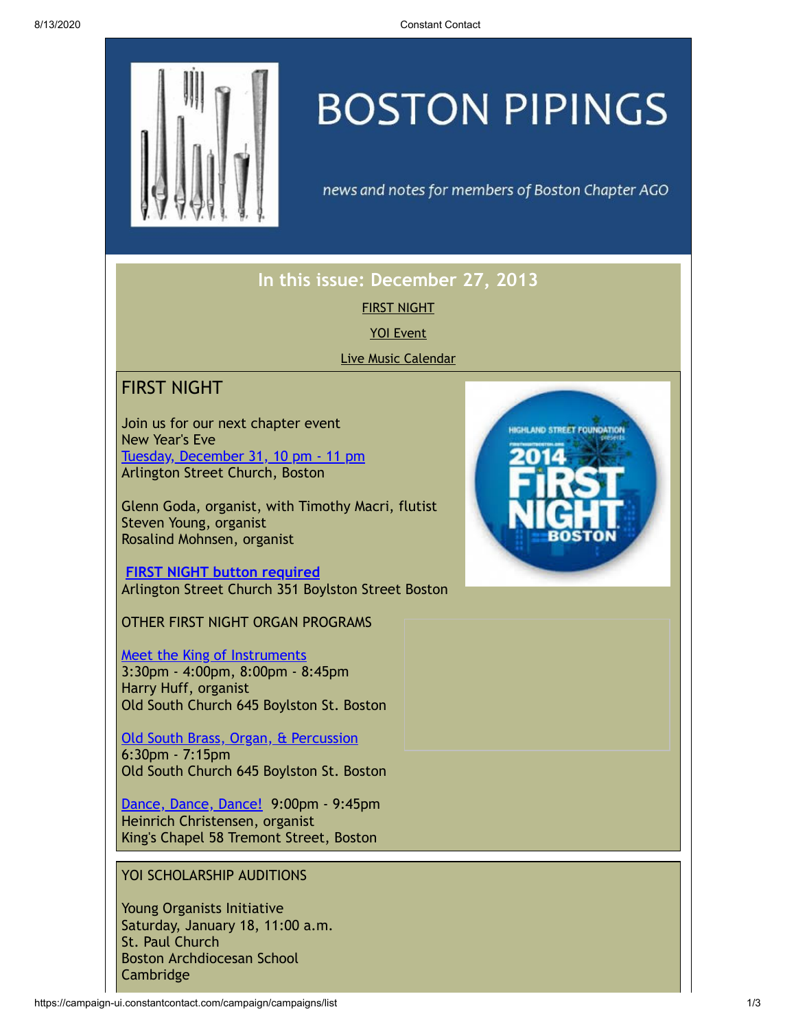# BOSTON PIPINGS

*news and notes for members of Boston Chapter AGO*

## In this issue: December 27, 2013

FIRST NIGHT

YOI Event

Live Music Calendar

## FIRST NIGHT

Join us for our next chapter event
New Year's Eve
Tuesday, December 31, 10 pm - 11 pm
Arlington Street Church, Boston

Glenn Goda, organist, with Timothy Macri, flutist
Steven Young, organist
Rosalind Mohnsen, organist

**FIRST NIGHT button required**
Arlington Street Church 351 Boylston Street Boston

OTHER FIRST NIGHT ORGAN PROGRAMS

Meet the King of Instruments
3:30pm - 4:00pm, 8:00pm - 8:45pm
Harry Huff, organist
Old South Church 645 Boylston St. Boston

Old South Brass, Organ, & Percussion
6:30pm - 7:15pm
Old South Church 645 Boylston St. Boston

Dance, Dance, Dance! 9:00pm - 9:45pm
Heinrich Christensen, organist
King's Chapel 58 Tremont Street, Boston

## YOI SCHOLARSHIP AUDITIONS

Young Organists Initiative
Saturday, January 18, 11:00 a.m.
St. Paul Church
Boston Archdiocesan School
Cambridge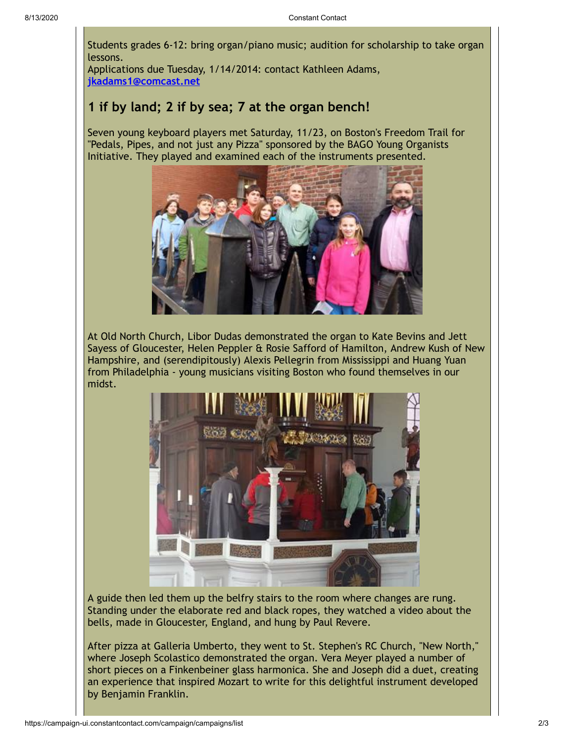Students grades 6-12: bring organ/piano music; audition for scholarship to take organ lessons.
Applications due Tuesday, 1/14/2014: contact Kathleen Adams, **jkadams1@comcast.net**

## 1 if by land; 2 if by sea; 7 at the organ bench!

Seven young keyboard players met Saturday, 11/23, on Boston's Freedom Trail for "Pedals, Pipes, and not just any Pizza" sponsored by the BAGO Young Organists Initiative. They played and examined each of the instruments presented.

At Old North Church, Libor Dudas demonstrated the organ to Kate Bevins and Jett Sayess of Gloucester, Helen Peppler & Rosie Safford of Hamilton, Andrew Kush of New Hampshire, and (serendipitously) Alexis Pellegrin from Mississippi and Huang Yuan from Philadelphia - young musicians visiting Boston who found themselves in our midst.

A guide then led them up the belfry stairs to the room where changes are rung. Standing under the elaborate red and black ropes, they watched a video about the bells, made in Gloucester, England, and hung by Paul Revere.

After pizza at Galleria Umberto, they went to St. Stephen's RC Church, "New North," where Joseph Scolastico demonstrated the organ. Vera Meyer played a number of short pieces on a Finkenbeiner glass harmonica. She and Joseph did a duet, creating an experience that inspired Mozart to write for this delightful instrument developed by Benjamin Franklin.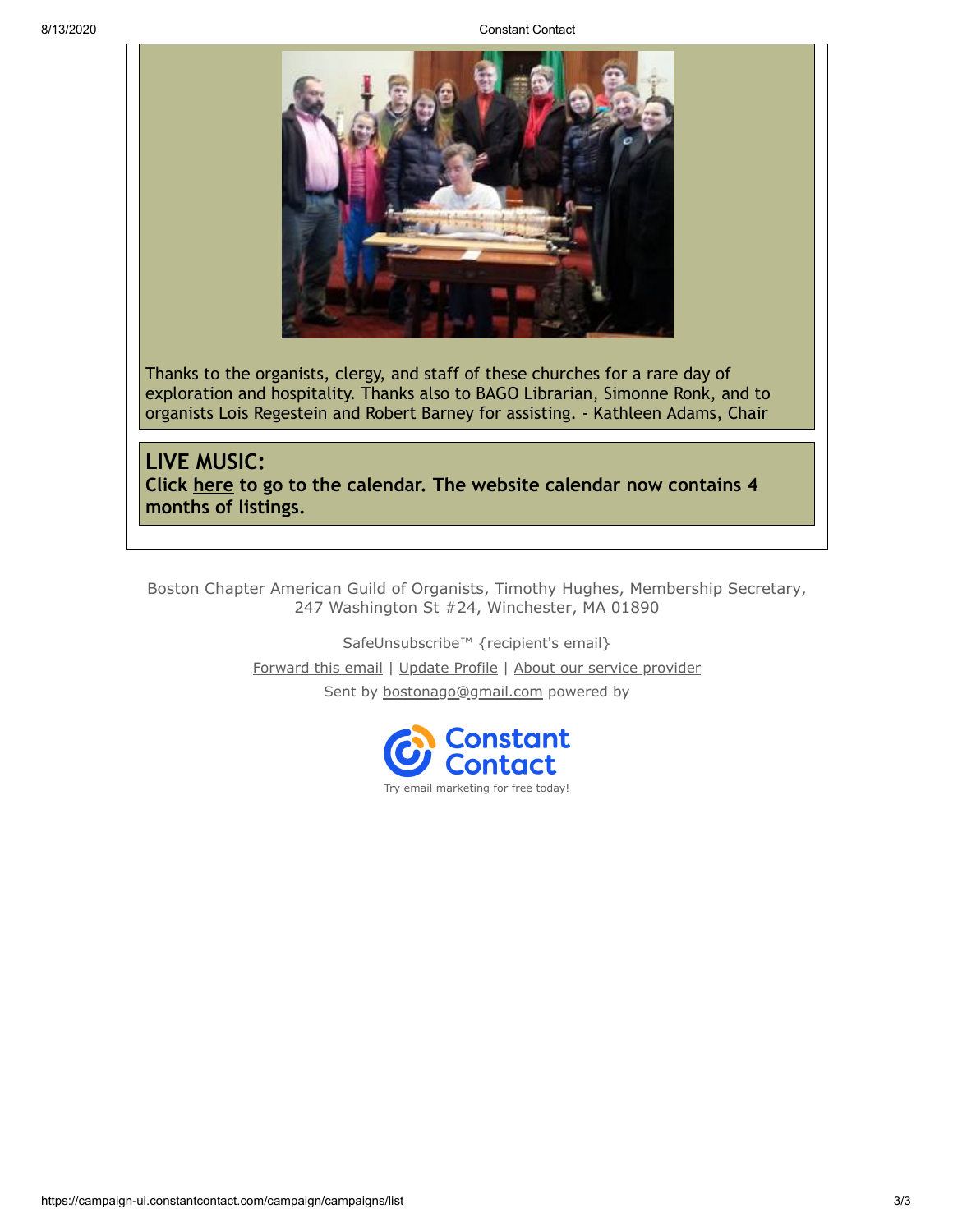Thanks to the organists, clergy, and staff of these churches for a rare day of exploration and hospitality. Thanks also to BAGO Librarian, Simonne Ronk, and to organists Lois Regestein and Robert Barney for assisting. - Kathleen Adams, Chair

## LIVE MUSIC:

**Click here to go to the calendar. The website calendar now contains 4 months of listings.**

Boston Chapter American Guild of Organists, Timothy Hughes, Membership Secretary, 247 Washington St #24, Winchester, MA 01890

SafeUnsubscribe™ {recipient's email}

Forward this email | Update Profile | About our service provider

Sent by bostonago@gmail.com powered by

Constant Contact

Try email marketing for free today!